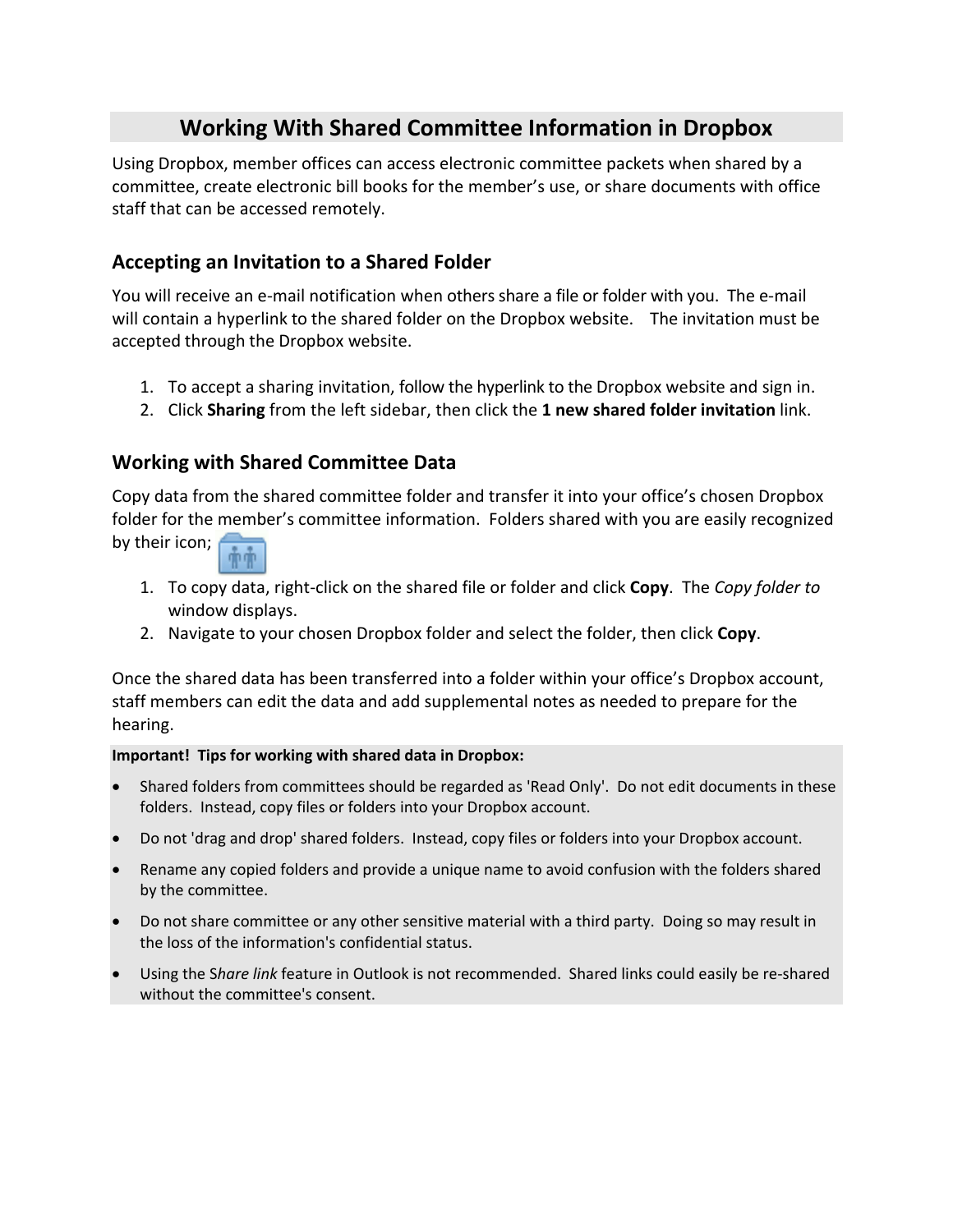# Working With Shared Committee Information in Dropbox

Using Dropbox, member offices can access electronic committee packets when shared by a committee, create electronic bill books for the member's use, or share documents with office staff that can be accessed remotely.

## Accepting an Invitation to a Shared Folder

You will receive an e-mail notification when others share a file or folder with you. The e-mail will contain a hyperlink to the shared folder on the Dropbox website. The invitation must be accepted through the Dropbox website.

1. To accept a sharing invitation, follow the hyperlink to the Dropbox website and sign in.
2. Click **Sharing** from the left sidebar, then click the **1 new shared folder invitation** link.

## Working with Shared Committee Data

Copy data from the shared committee folder and transfer it into your office's chosen Dropbox folder for the member's committee information. Folders shared with you are easily recognized by their icon;

1. To copy data, right-click on the shared file or folder and click **Copy**. The *Copy folder to* window displays.
2. Navigate to your chosen Dropbox folder and select the folder, then click **Copy**.

Once the shared data has been transferred into a folder within your office's Dropbox account, staff members can edit the data and add supplemental notes as needed to prepare for the hearing.

**Important! Tips for working with shared data in Dropbox:**

- Shared folders from committees should be regarded as 'Read Only'. Do not edit documents in these folders. Instead, copy files or folders into your Dropbox account.
- Do not 'drag and drop' shared folders. Instead, copy files or folders into your Dropbox account.
- Rename any copied folders and provide a unique name to avoid confusion with the folders shared by the committee.
- Do not share committee or any other sensitive material with a third party. Doing so may result in the loss of the information's confidential status.
- Using the S*hare link* feature in Outlook is not recommended. Shared links could easily be re-shared without the committee's consent.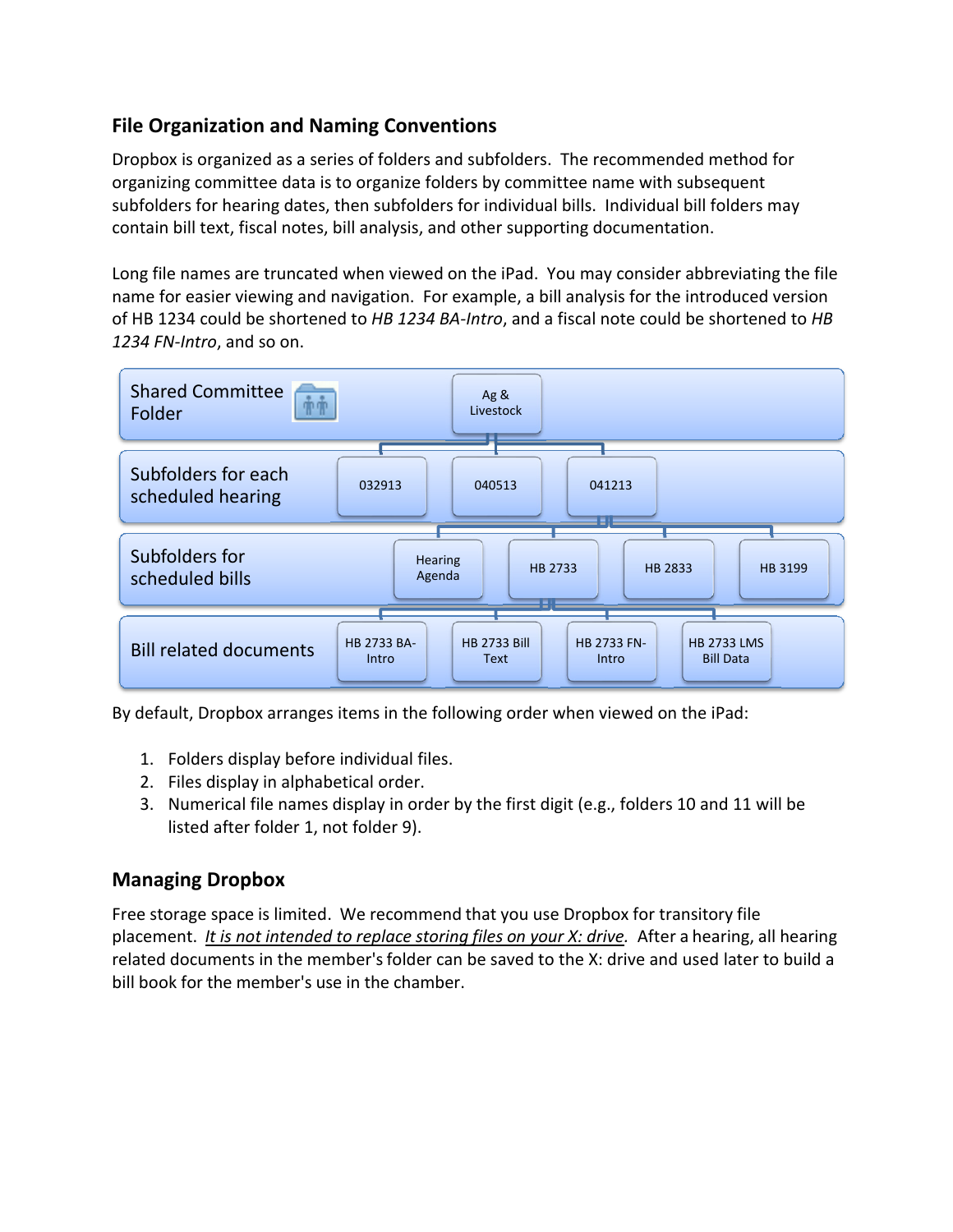## File Organization and Naming Conventions

Dropbox is organized as a series of folders and subfolders. The recommended method for organizing committee data is to organize folders by committee name with subsequent subfolders for hearing dates, then subfolders for individual bills. Individual bill folders may contain bill text, fiscal notes, bill analysis, and other supporting documentation.

Long file names are truncated when viewed on the iPad. You may consider abbreviating the file name for easier viewing and navigation. For example, a bill analysis for the introduced version of HB 1234 could be shortened to *HB 1234 BA-Intro*, and a fiscal note could be shortened to *HB 1234 FN-Intro*, and so on.

Shared Committee Folder

Ag & Livestock

Subfolders for each scheduled hearing

032913

040513

041213

Subfolders for scheduled bills

Hearing Agenda

HB 2733

HB 2833

HB 3199

Bill related documents

HB 2733 BA-Intro

HB 2733 Bill Text

HB 2733 FN-Intro

HB 2733 LMS Bill Data

By default, Dropbox arranges items in the following order when viewed on the iPad:

1. Folders display before individual files.
2. Files display in alphabetical order.
3. Numerical file names display in order by the first digit (e.g., folders 10 and 11 will be listed after folder 1, not folder 9).

## Managing Dropbox

Free storage space is limited. We recommend that you use Dropbox for transitory file placement. *It is not intended to replace storing files on your X: drive*. After a hearing, all hearing related documents in the member's folder can be saved to the X: drive and used later to build a bill book for the member's use in the chamber.